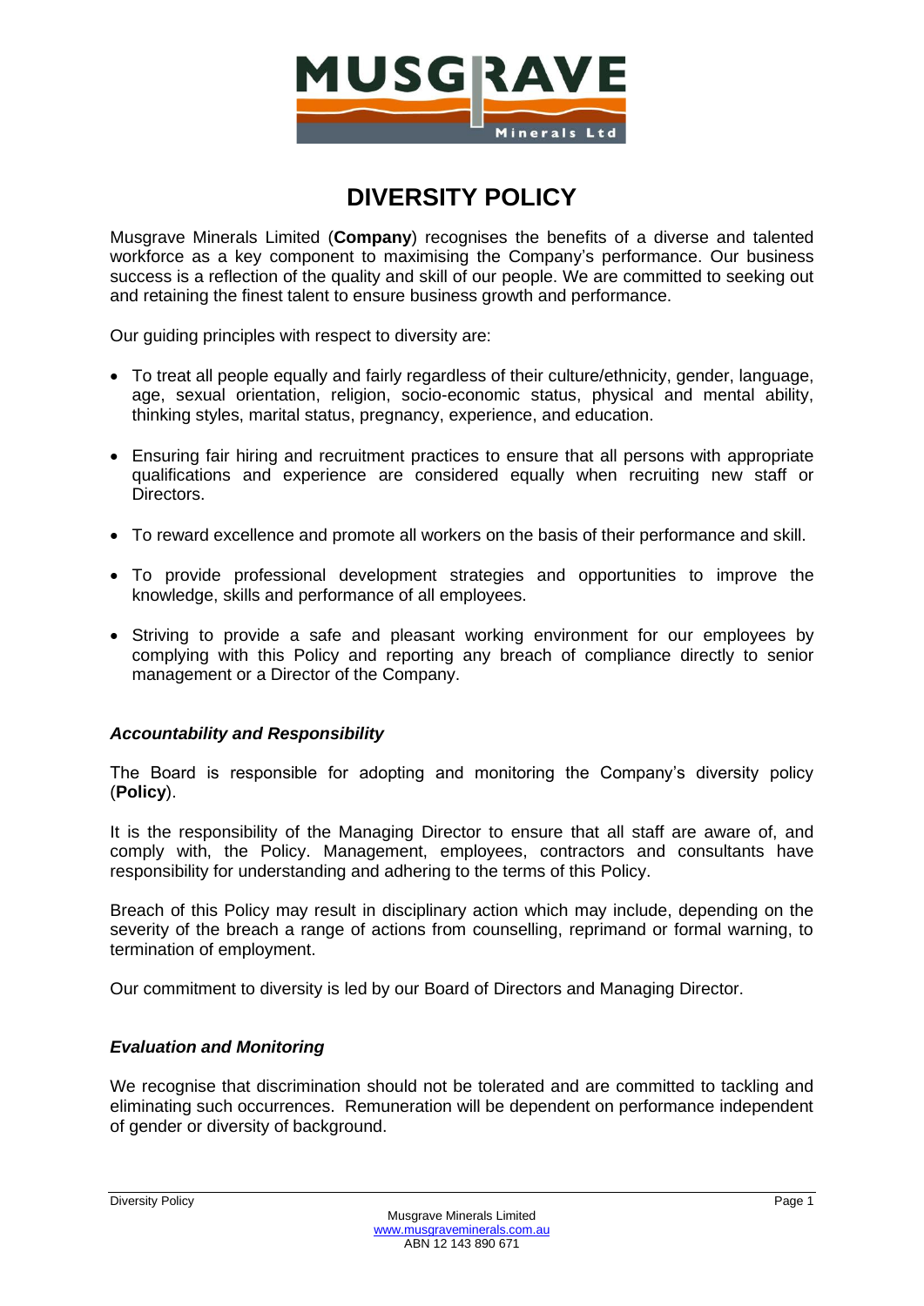# DIVERSITY POLICY

Musgrave Minerals Limited (**Company**) recognises the benefits of a diverse and talented workforce as a key component to maximising the Company's performance. Our business success is a reflection of the quality and skill of our people. We are committed to seeking out and retaining the finest talent to ensure business growth and performance.

Our guiding principles with respect to diversity are:

- To treat all people equally and fairly regardless of their culture/ethnicity, gender, language, age, sexual orientation, religion, socio-economic status, physical and mental ability, thinking styles, marital status, pregnancy, experience, and education.
- Ensuring fair hiring and recruitment practices to ensure that all persons with appropriate qualifications and experience are considered equally when recruiting new staff or Directors.
- To reward excellence and promote all workers on the basis of their performance and skill.
- To provide professional development strategies and opportunities to improve the knowledge, skills and performance of all employees.
- Striving to provide a safe and pleasant working environment for our employees by complying with this Policy and reporting any breach of compliance directly to senior management or a Director of the Company.

### *Accountability and Responsibility*

The Board is responsible for adopting and monitoring the Company's diversity policy (**Policy**).

It is the responsibility of the Managing Director to ensure that all staff are aware of, and comply with, the Policy. Management, employees, contractors and consultants have responsibility for understanding and adhering to the terms of this Policy.

Breach of this Policy may result in disciplinary action which may include, depending on the severity of the breach a range of actions from counselling, reprimand or formal warning, to termination of employment.

Our commitment to diversity is led by our Board of Directors and Managing Director.

### *Evaluation and Monitoring*

We recognise that discrimination should not be tolerated and are committed to tackling and eliminating such occurrences. Remuneration will be dependent on performance independent of gender or diversity of background.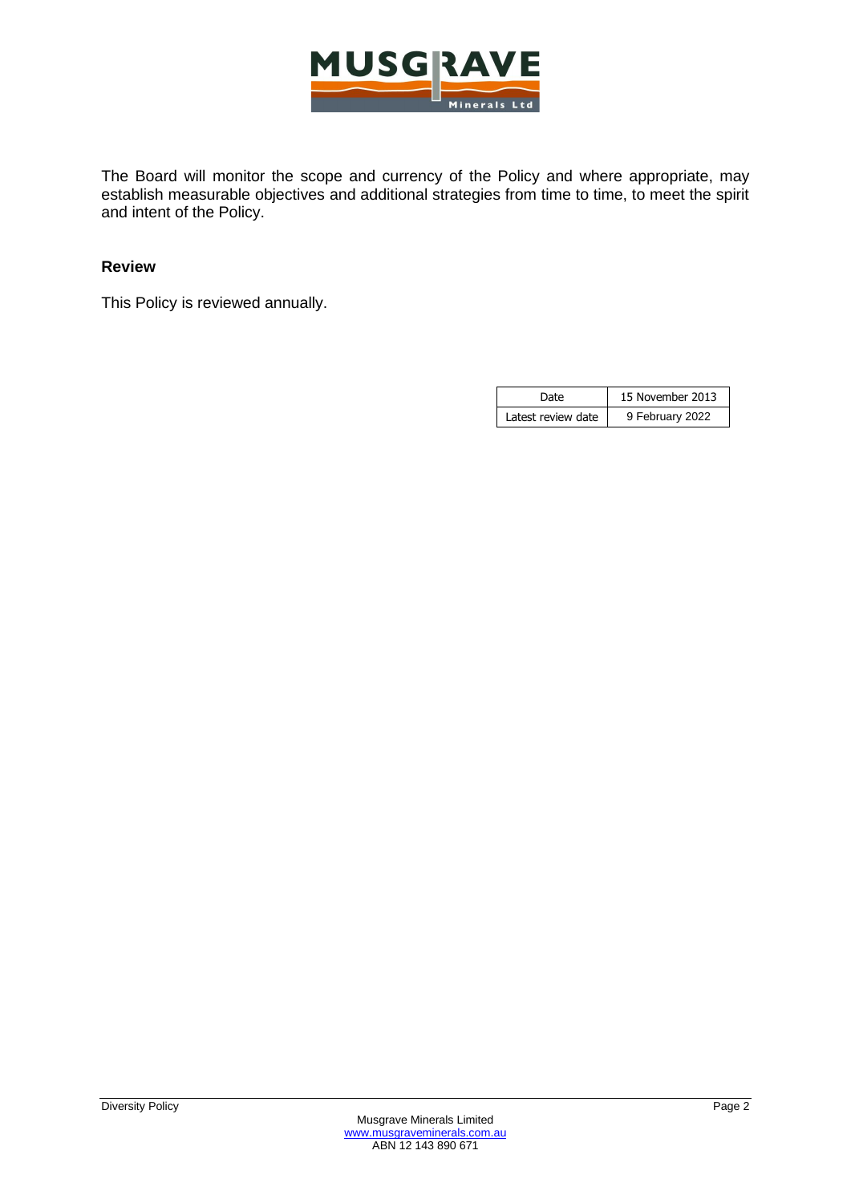The Board will monitor the scope and currency of the Policy and where appropriate, may establish measurable objectives and additional strategies from time to time, to meet the spirit and intent of the Policy.

**Review**

This Policy is reviewed annually.

| | |
|---|---|
| Date | 15 November 2013 |
| Latest review date | 9 February 2022 |

Musgrave Minerals Limited
www.musgraveminerals.com.au
ABN 12 143 890 671